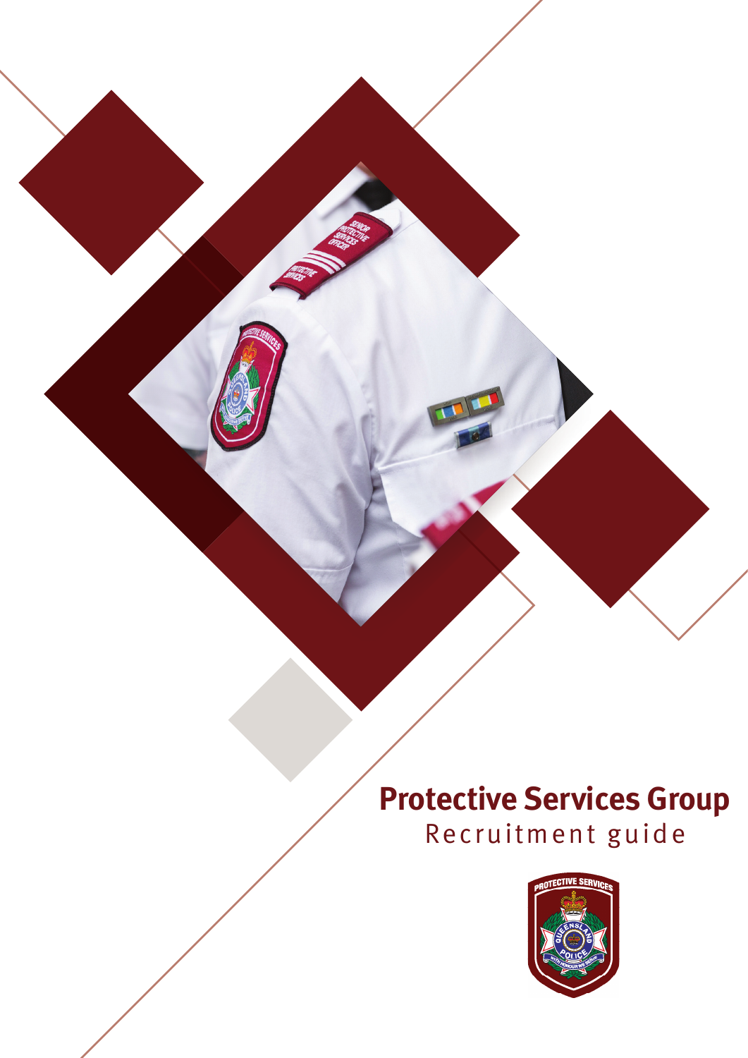# Protective Services Group

Recruitment guide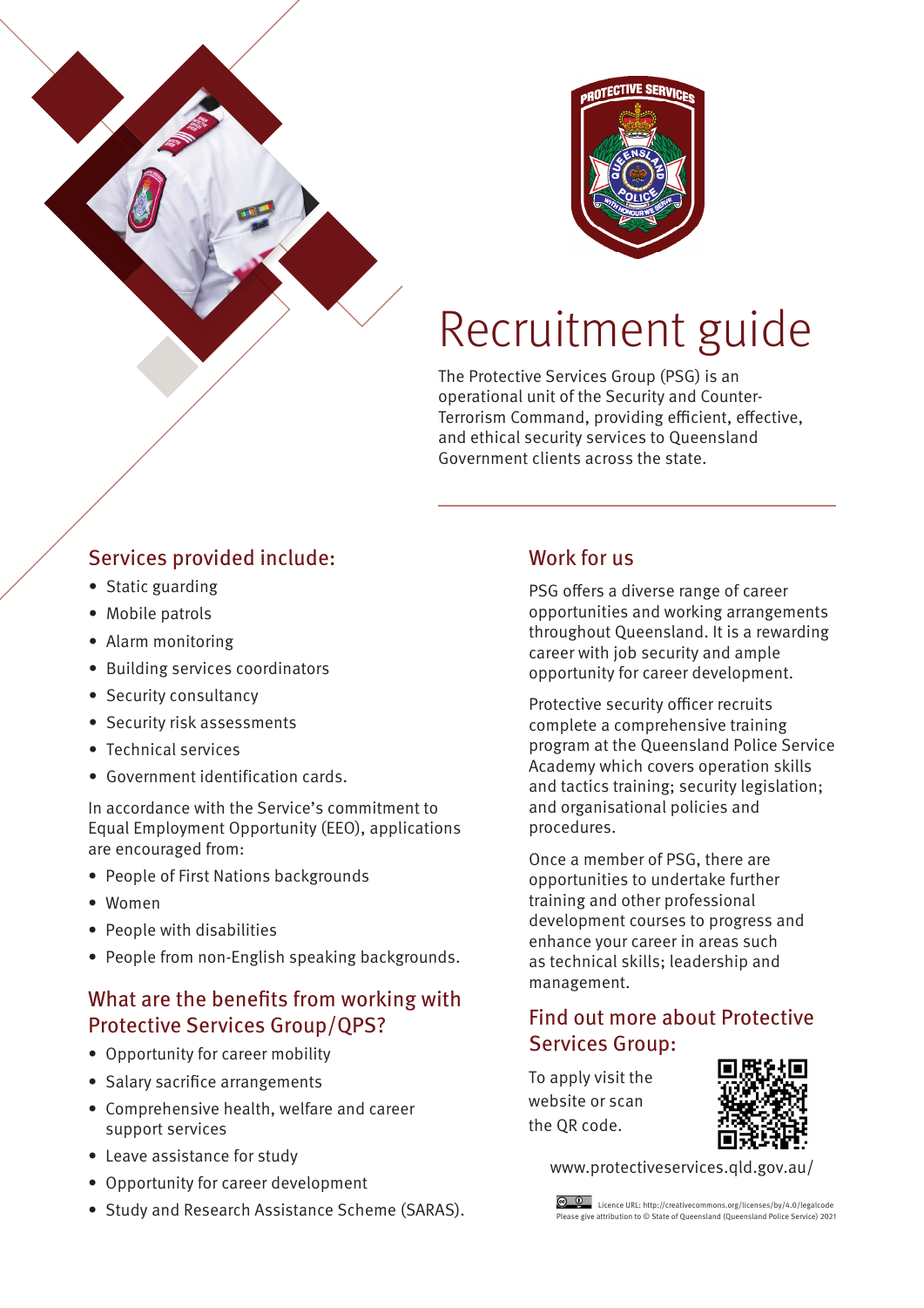# Recruitment guide

The Protective Services Group (PSG) is an operational unit of the Security and Counter-Terrorism Command, providing efficient, effective, and ethical security services to Queensland Government clients across the state.

## Services provided include:

- Static guarding
- Mobile patrols
- Alarm monitoring
- Building services coordinators
- Security consultancy
- Security risk assessments
- Technical services
- Government identification cards.

In accordance with the Service's commitment to Equal Employment Opportunity (EEO), applications are encouraged from:

- People of First Nations backgrounds
- Women
- People with disabilities
- People from non-English speaking backgrounds.

## What are the benefits from working with Protective Services Group/QPS?

- Opportunity for career mobility
- Salary sacrifice arrangements
- Comprehensive health, welfare and career support services
- Leave assistance for study
- Opportunity for career development
- Study and Research Assistance Scheme (SARAS).

## Work for us

PSG offers a diverse range of career opportunities and working arrangements throughout Queensland. It is a rewarding career with job security and ample opportunity for career development.

Protective security officer recruits complete a comprehensive training program at the Queensland Police Service Academy which covers operation skills and tactics training; security legislation; and organisational policies and procedures.

Once a member of PSG, there are opportunities to undertake further training and other professional development courses to progress and enhance your career in areas such as technical skills; leadership and management.

## Find out more about Protective Services Group:

To apply visit the website or scan the QR code.

www.protectiveservices.qld.gov.au/

Licence URL: http://creativecommons.org/licenses/by/4.0/legalcode
Please give attribution to © State of Queensland (Queensland Police Service) 2021